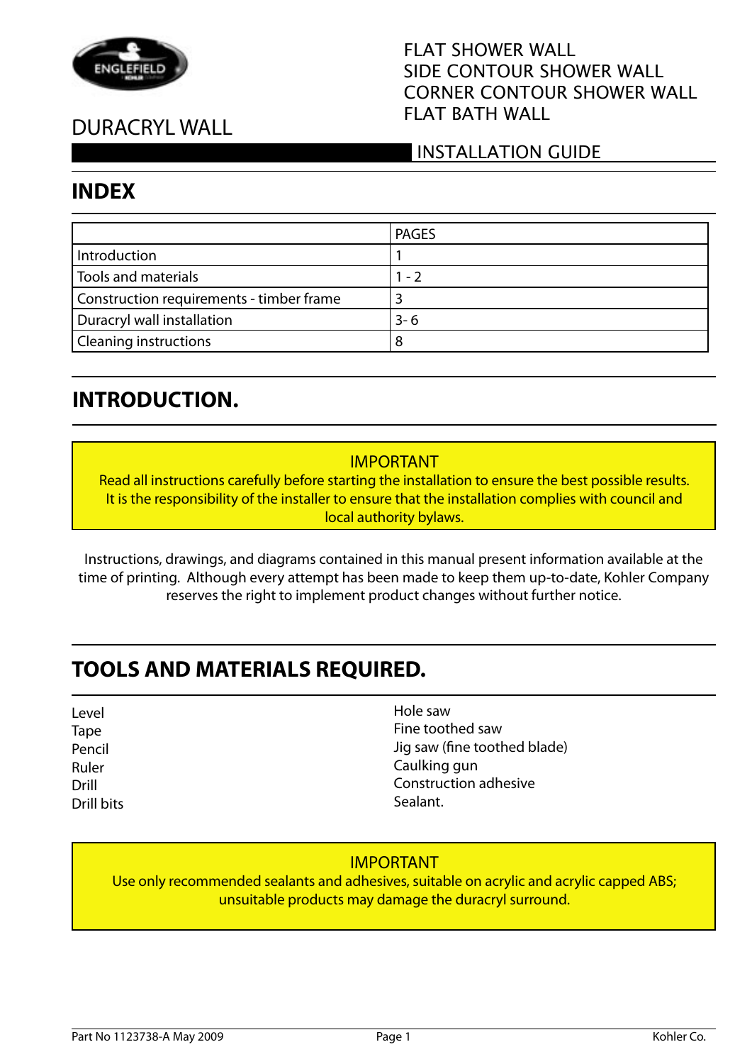FLAT SHOWER WALL
SIDE CONTOUR SHOWER WALL
CORNER CONTOUR SHOWER WALL
FLAT BATH WALL

# DURACRYL WALL

INSTALLATION GUIDE

## INDEX

| | PAGES |
|---|---|
| Introduction | 1 |
| Tools and materials | 1 - 2 |
| Construction requirements - timber frame | 3 |
| Duracryl wall installation | 3- 6 |
| Cleaning instructions | 8 |

## INTRODUCTION.

> IMPORTANT
> Read all instructions carefully before starting the installation to ensure the best possible results. It is the responsibility of the installer to ensure that the installation complies with council and local authority bylaws.

Instructions, drawings, and diagrams contained in this manual present information available at the time of printing. Although every attempt has been made to keep them up-to-date, Kohler Company reserves the right to implement product changes without further notice.

## TOOLS AND MATERIALS REQUIRED.

- Level
- Tape
- Pencil
- Ruler
- Drill
- Drill bits
- Hole saw
- Fine toothed saw
- Jig saw (fine toothed blade)
- Caulking gun
- Construction adhesive
- Sealant.

> IMPORTANT
> Use only recommended sealants and adhesives, suitable on acrylic and acrylic capped ABS; unsuitable products may damage the duracryl surround.

Part No 1123738-A May 2009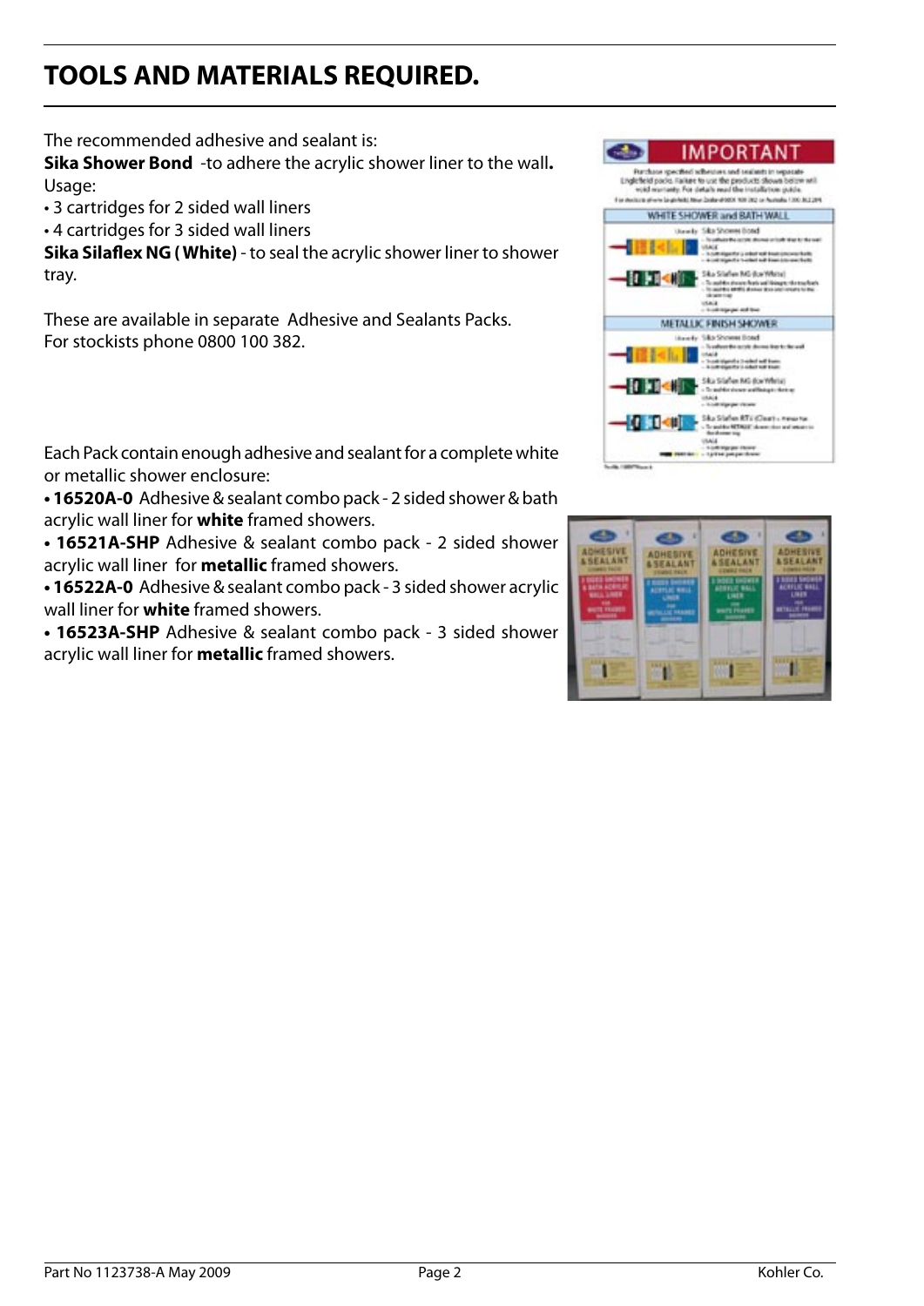# TOOLS AND MATERIALS REQUIRED.

The recommended adhesive and sealant is:

**Sika Shower Bond** -to adhere the acrylic shower liner to the wall**.**

Usage:

- 3 cartridges for 2 sided wall liners
- 4 cartridges for 3 sided wall liners

**Sika Silaflex NG ( White)** - to seal the acrylic shower liner to shower tray.

These are available in separate Adhesive and Sealants Packs.
For stockists phone 0800 100 382.

Each Pack contain enough adhesive and sealant for a complete white or metallic shower enclosure:

- **16520A-0** Adhesive & sealant combo pack - 2 sided shower & bath acrylic wall liner for **white** framed showers.
- **16521A-SHP** Adhesive & sealant combo pack - 2 sided shower acrylic wall liner for **metallic** framed showers.
- **16522A-0** Adhesive & sealant combo pack - 3 sided shower acrylic wall liner for **white** framed showers.
- **16523A-SHP** Adhesive & sealant combo pack - 3 sided shower acrylic wall liner for **metallic** framed showers.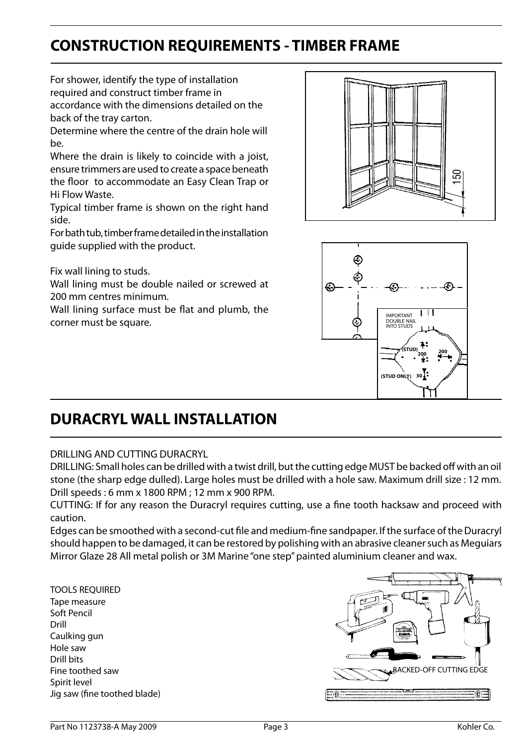## CONSTRUCTION REQUIREMENTS - TIMBER FRAME

For shower, identify the type of installation required and construct timber frame in accordance with the dimensions detailed on the back of the tray carton.

Determine where the centre of the drain hole will be.

Where the drain is likely to coincide with a joist, ensure trimmers are used to create a space beneath the floor to accommodate an Easy Clean Trap or Hi Flow Waste.

Typical timber frame is shown on the right hand side.

For bath tub, timber frame detailed in the installation guide supplied with the product.

Fix wall lining to studs.

Wall lining must be double nailed or screwed at 200 mm centres minimum.

Wall lining surface must be flat and plumb, the corner must be square.

## DURACRYL WALL INSTALLATION

DRILLING AND CUTTING DURACRYL

DRILLING: Small holes can be drilled with a twist drill, but the cutting edge MUST be backed off with an oil stone (the sharp edge dulled). Large holes must be drilled with a hole saw. Maximum drill size : 12 mm. Drill speeds : 6 mm x 1800 RPM ; 12 mm x 900 RPM.

CUTTING: If for any reason the Duracryl requires cutting, use a fine tooth hacksaw and proceed with caution.

Edges can be smoothed with a second-cut file and medium-fine sandpaper. If the surface of the Duracryl should happen to be damaged, it can be restored by polishing with an abrasive cleaner such as Meguiars Mirror Glaze 28 All metal polish or 3M Marine "one step" painted aluminium cleaner and wax.

TOOLS REQUIRED
Tape measure
Soft Pencil
Drill
Caulking gun
Hole saw
Drill bits
Fine toothed saw
Spirit level
Jig saw (fine toothed blade)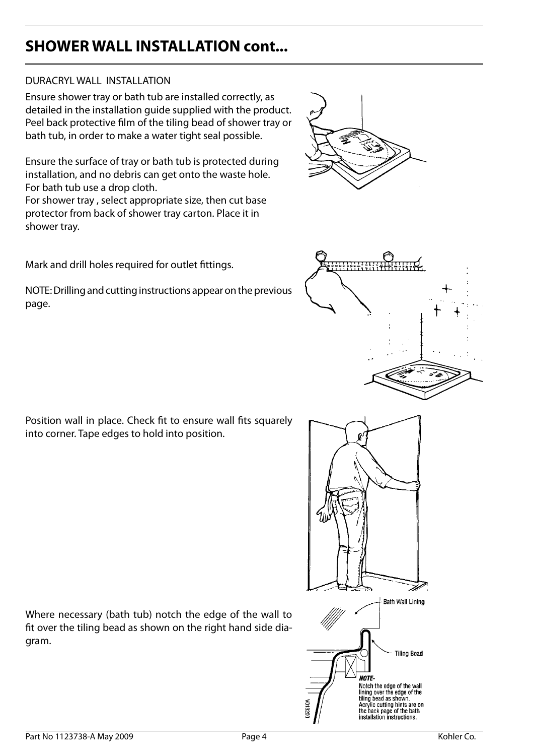# SHOWER WALL INSTALLATION cont...

DURACRYL WALL INSTALLATION

Ensure shower tray or bath tub are installed correctly, as detailed in the installation guide supplied with the product. Peel back protective film of the tiling bead of shower tray or bath tub, in order to make a water tight seal possible.

Ensure the surface of tray or bath tub is protected during installation, and no debris can get onto the waste hole. For bath tub use a drop cloth.
For shower tray , select appropriate size, then cut base protector from back of shower tray carton. Place it in shower tray.

Mark and drill holes required for outlet fittings.

NOTE: Drilling and cutting instructions appear on the previous page.

Position wall in place. Check fit to ensure wall fits squarely into corner. Tape edges to hold into position.

Where necessary (bath tub) notch the edge of the wall to fit over the tiling bead as shown on the right hand side diagram.

Bath Wall Lining

Tiling Bead

***NOTE-***
Notch the edge of the wall lining over the edge of the tiling bead as shown.
Acrylic cutting hints are on the back page of the bath installation instructions.

V013200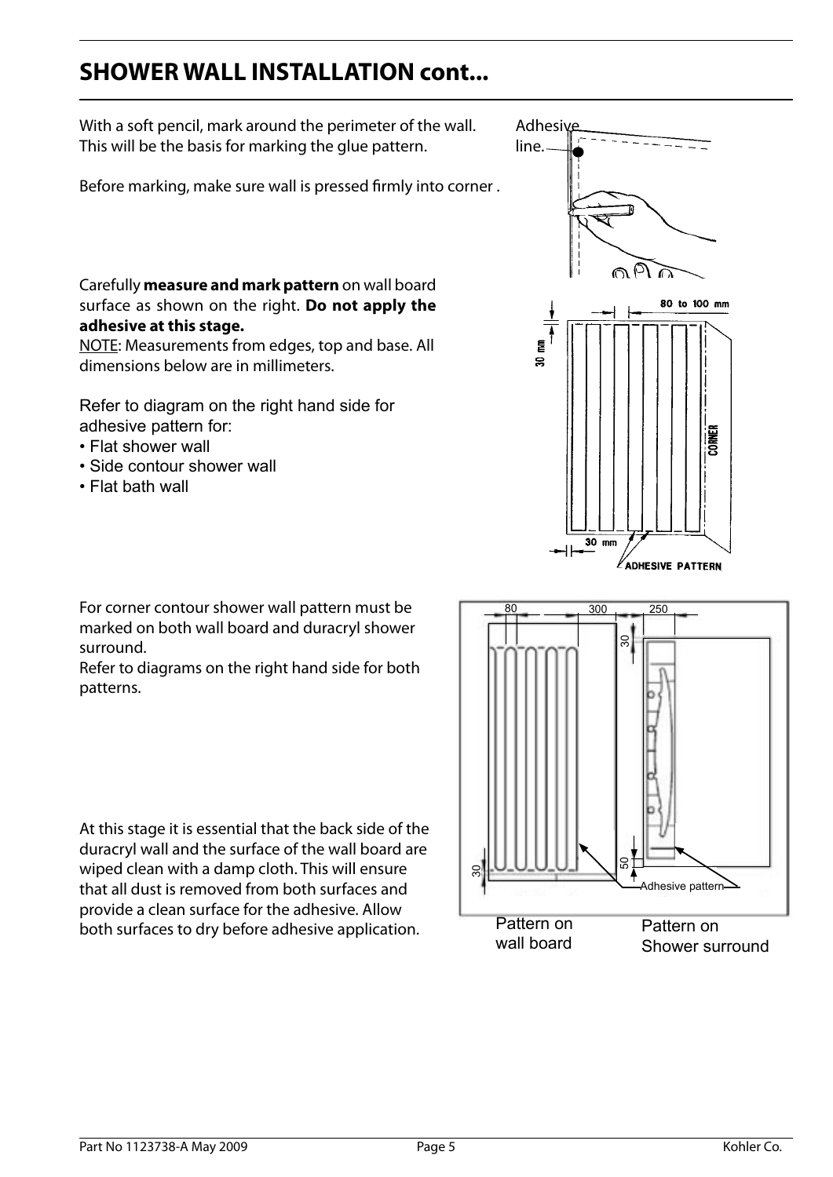## SHOWER WALL INSTALLATION cont...

With a soft pencil, mark around the perimeter of the wall. This will be the basis for marking the glue pattern.

Before marking, make sure wall is pressed firmly into corner .

Adhesive line.

Carefully **measure and mark pattern** on wall board surface as shown on the right. **Do not apply the adhesive at this stage.**

NOTE: Measurements from edges, top and base. All dimensions below are in millimeters.

Refer to diagram on the right hand side for adhesive pattern for:

- Flat shower wall
- Side contour shower wall
- Flat bath wall

80 to 100 mm

30 mm

CORNER

30 mm

ADHESIVE PATTERN

For corner contour shower wall pattern must be marked on both wall board and duracryl shower surround.

Refer to diagrams on the right hand side for both patterns.

At this stage it is essential that the back side of the duracryl wall and the surface of the wall board are wiped clean with a damp cloth. This will ensure that all dust is removed from both surfaces and provide a clean surface for the adhesive. Allow both surfaces to dry before adhesive application.

80 300 250

30

50

30

Adhesive pattern

Pattern on wall board

Pattern on Shower surround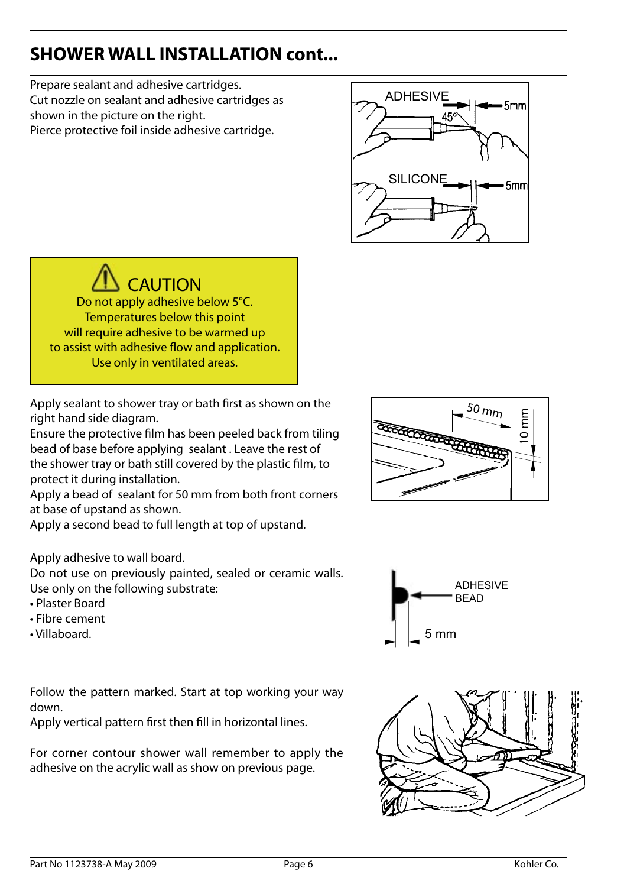## SHOWER WALL INSTALLATION cont...

Prepare sealant and adhesive cartridges.
Cut nozzle on sealant and adhesive cartridges as shown in the picture on the right.
Pierce protective foil inside adhesive cartridge.

> **CAUTION**
> Do not apply adhesive below 5°C.
> Temperatures below this point will require adhesive to be warmed up to assist with adhesive flow and application.
> Use only in ventilated areas.

Apply sealant to shower tray or bath first as shown on the right hand side diagram.
Ensure the protective film has been peeled back from tiling bead of base before applying sealant . Leave the rest of the shower tray or bath still covered by the plastic film, to protect it during installation.
Apply a bead of sealant for 50 mm from both front corners at base of upstand as shown.
Apply a second bead to full length at top of upstand.

Apply adhesive to wall board.
Do not use on previously painted, sealed or ceramic walls.
Use only on the following substrate:

- Plaster Board
- Fibre cement
- Villaboard.

Follow the pattern marked. Start at top working your way down.
Apply vertical pattern first then fill in horizontal lines.

For corner contour shower wall remember to apply the adhesive on the acrylic wall as show on previous page.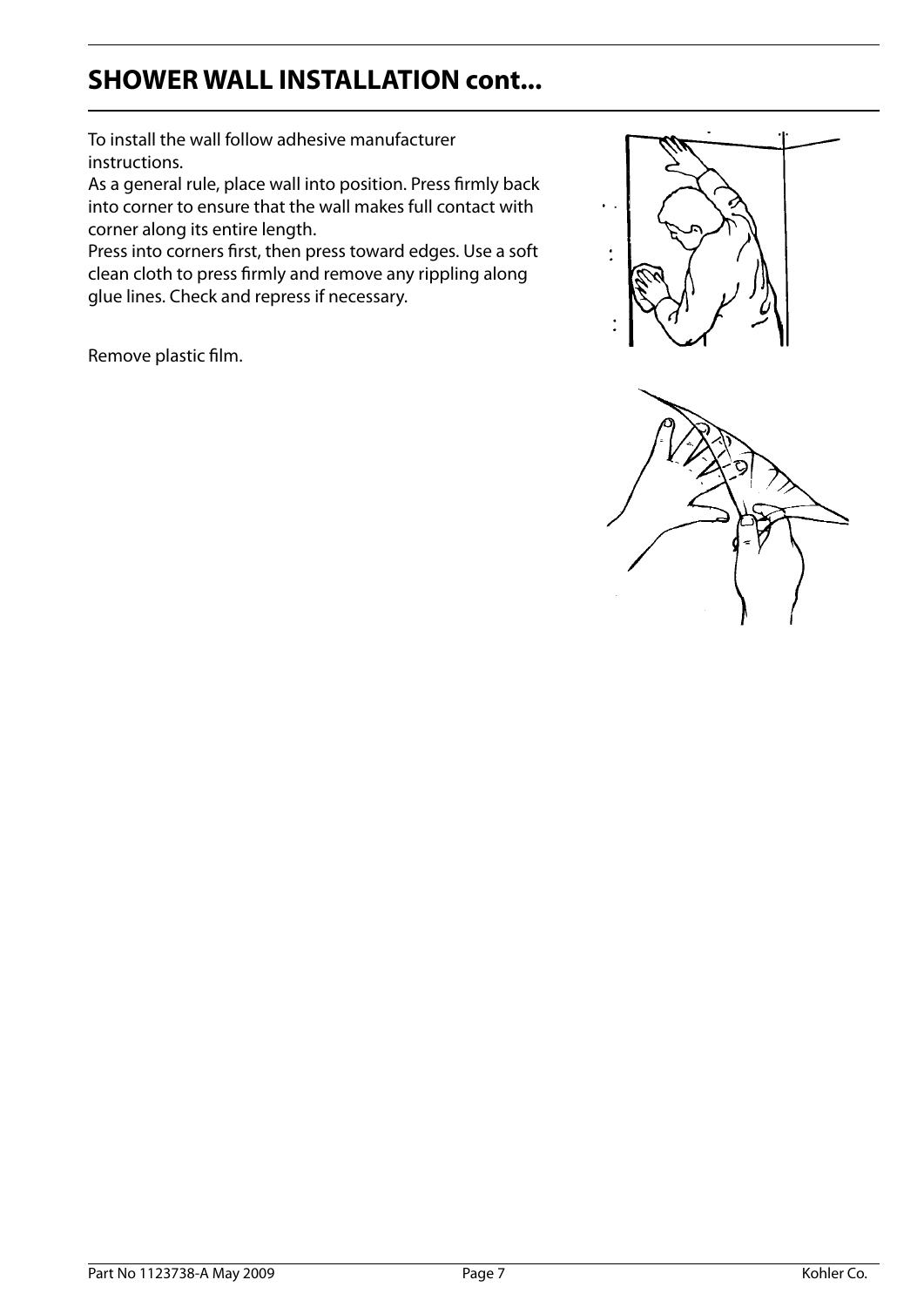## SHOWER WALL INSTALLATION cont...

To install the wall follow adhesive manufacturer instructions.

As a general rule, place wall into position. Press firmly back into corner to ensure that the wall makes full contact with corner along its entire length.

Press into corners first, then press toward edges. Use a soft clean cloth to press firmly and remove any rippling along glue lines. Check and repress if necessary.

Remove plastic film.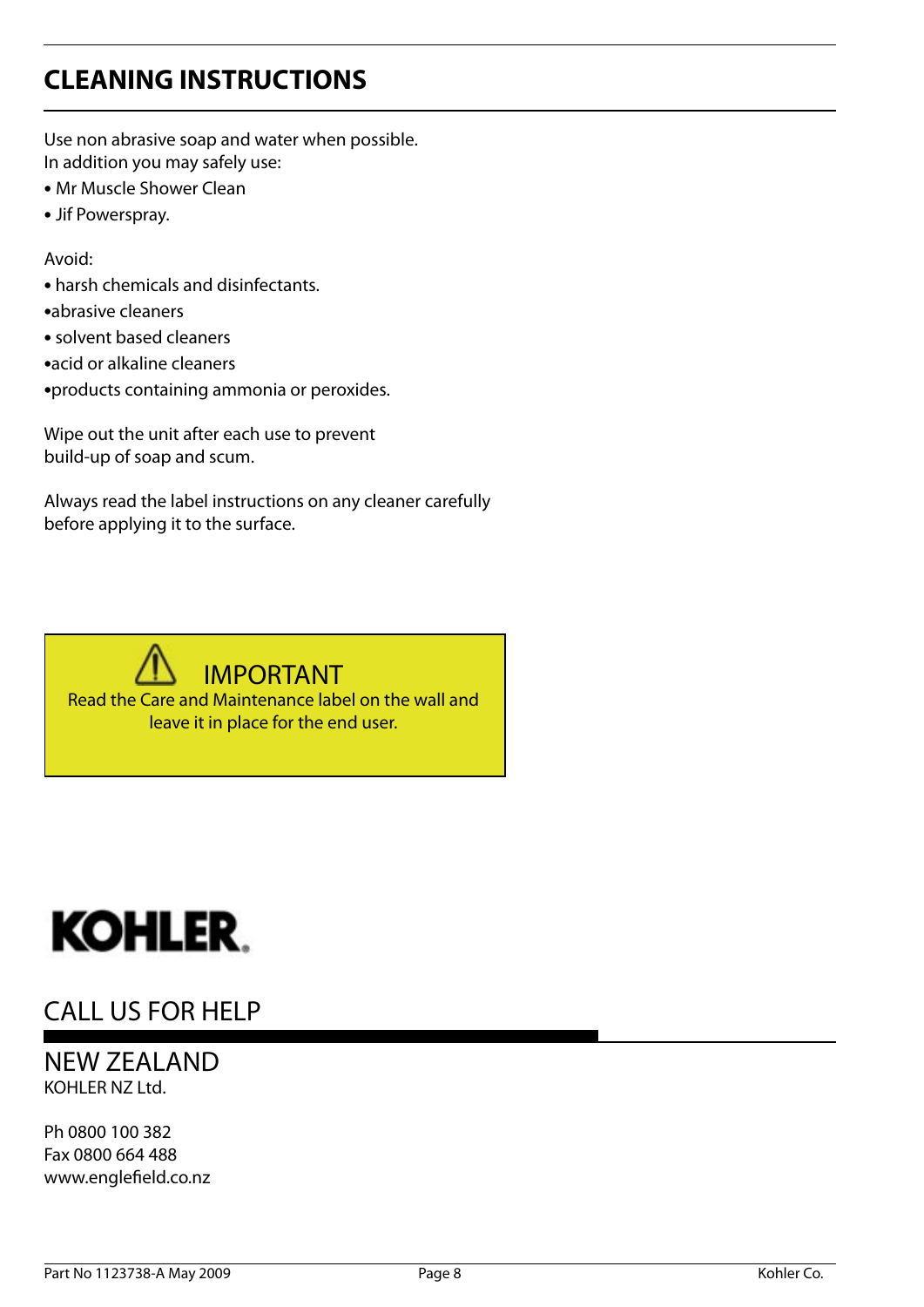## CLEANING INSTRUCTIONS

Use non abrasive soap and water when possible.
In addition you may safely use:

- Mr Muscle Shower Clean
- Jif Powerspray.

Avoid:

- harsh chemicals and disinfectants.
- abrasive cleaners
- solvent based cleaners
- acid or alkaline cleaners
- products containing ammonia or peroxides.

Wipe out the unit after each use to prevent build-up of soap and scum.

Always read the label instructions on any cleaner carefully before applying it to the surface.

> **IMPORTANT**
> Read the Care and Maintenance label on the wall and leave it in place for the end user.

**KOHLER.**

## CALL US FOR HELP

### NEW ZEALAND

KOHLER NZ Ltd.

Ph 0800 100 382
Fax 0800 664 488
www.englefield.co.nz

Part No 1123738-A May 2009 | Kohler Co.